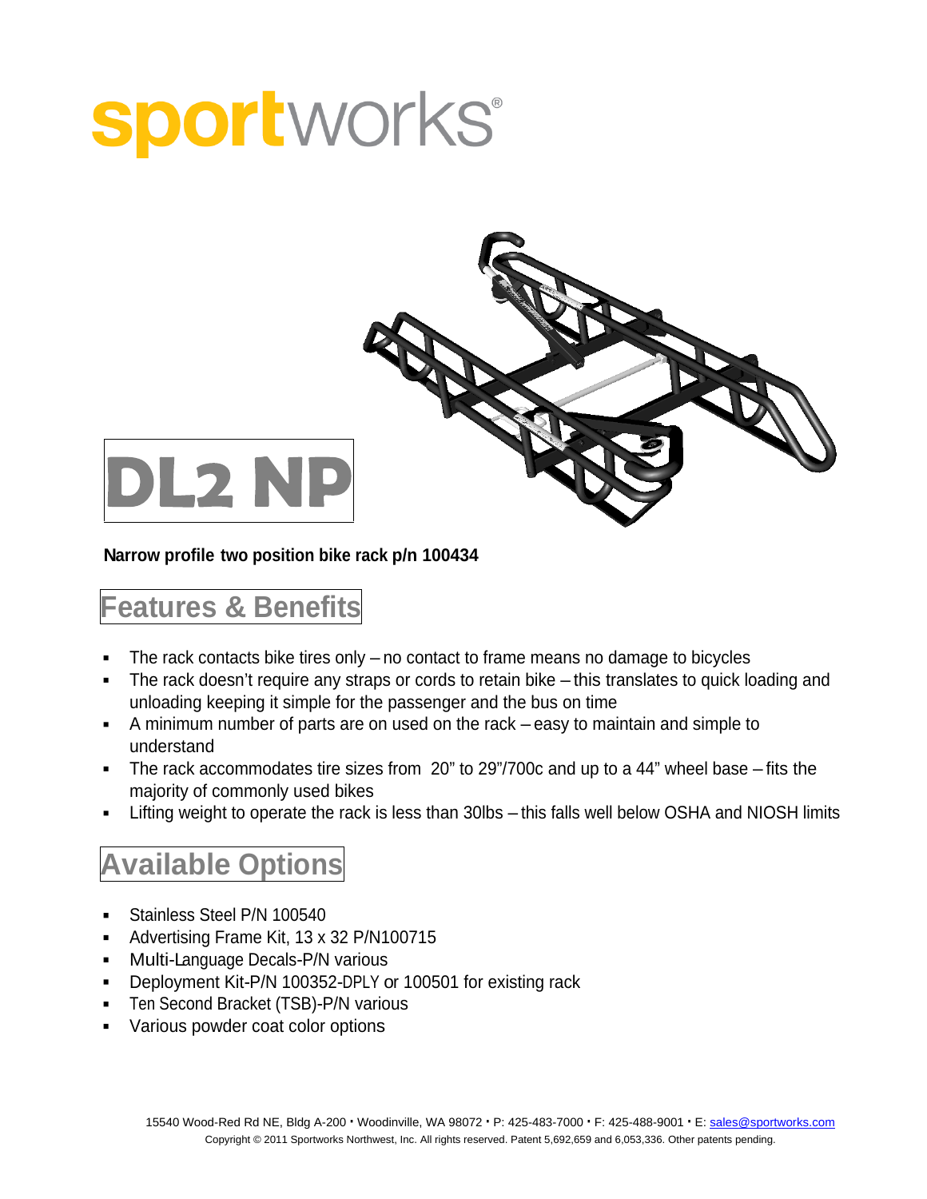# sportworks®

# DL2 NP

**Narrow profile two position bike rack p/n 100434**

## Features & Benefits

- The rack contacts bike tires only – no contact to frame means no damage to bicycles
- The rack doesn't require any straps or cords to retain bike – this translates to quick loading and unloading keeping it simple for the passenger and the bus on time
- A minimum number of parts are on used on the rack – easy to maintain and simple to understand
- The rack accommodates tire sizes from 20" to 29"/700c and up to a 44" wheel base – fits the majority of commonly used bikes
- Lifting weight to operate the rack is less than 30lbs – this falls well below OSHA and NIOSH limits

## Available Options

- Stainless Steel P/N 100540
- Advertising Frame Kit, 13 x 32 P/N100715
- Multi-Language Decals-P/N various
- Deployment Kit-P/N 100352-DPLY or 100501 for existing rack
- Ten Second Bracket (TSB)-P/N various
- Various powder coat color options

15540 Wood-Red Rd NE, Bldg A-200 • Woodinville, WA 98072 • P: 425-483-7000 • F: 425-488-9001 • E: sales@sportworks.com
Copyright © 2011 Sportworks Northwest, Inc. All rights reserved. Patent 5,692,659 and 6,053,336. Other patents pending.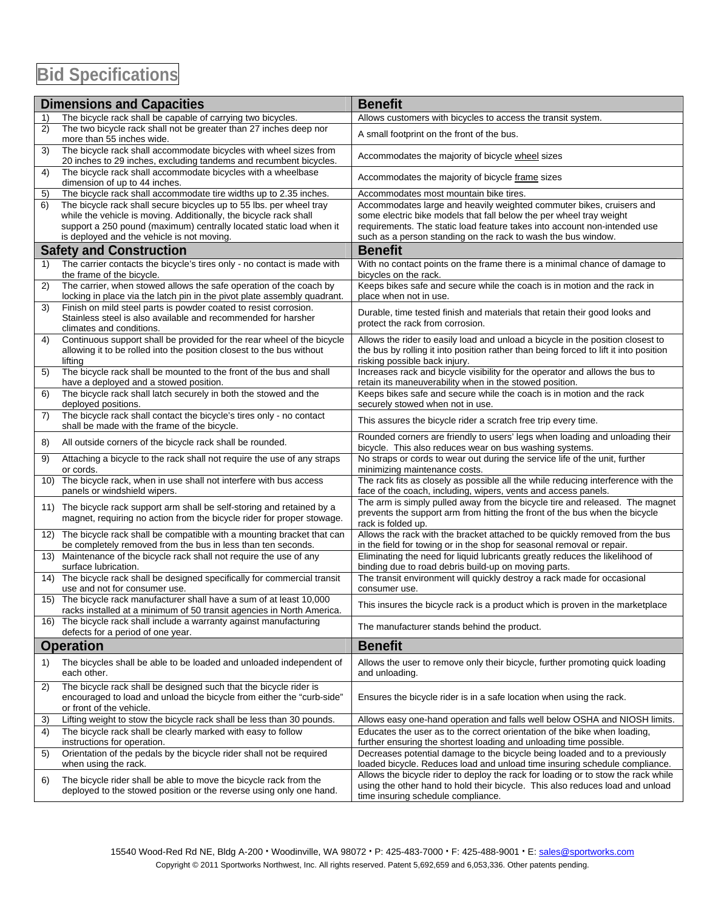# Bid Specifications

| Dimensions and Capacities | Benefit |
|---|---|
| 1) The bicycle rack shall be capable of carrying two bicycles. | Allows customers with bicycles to access the transit system. |
| 2) The two bicycle rack shall not be greater than 27 inches deep nor more than 55 inches wide. | A small footprint on the front of the bus. |
| 3) The bicycle rack shall accommodate bicycles with wheel sizes from 20 inches to 29 inches, excluding tandems and recumbent bicycles. | Accommodates the majority of bicycle wheel sizes |
| 4) The bicycle rack shall accommodate bicycles with a wheelbase dimension of up to 44 inches. | Accommodates the majority of bicycle frame sizes |
| 5) The bicycle rack shall accommodate tire widths up to 2.35 inches. | Accommodates most mountain bike tires. |
| 6) The bicycle rack shall secure bicycles up to 55 lbs. per wheel tray while the vehicle is moving. Additionally, the bicycle rack shall support a 250 pound (maximum) centrally located static load when it is deployed and the vehicle is not moving. | Accommodates large and heavily weighted commuter bikes, cruisers and some electric bike models that fall below the per wheel tray weight requirements. The static load feature takes into account non-intended use such as a person standing on the rack to wash the bus window. |
| **Safety and Construction** | **Benefit** |
| 1) The carrier contacts the bicycle's tires only - no contact is made with the frame of the bicycle. | With no contact points on the frame there is a minimal chance of damage to bicycles on the rack. |
| 2) The carrier, when stowed allows the safe operation of the coach by locking in place via the latch pin in the pivot plate assembly quadrant. | Keeps bikes safe and secure while the coach is in motion and the rack in place when not in use. |
| 3) Finish on mild steel parts is powder coated to resist corrosion. Stainless steel is also available and recommended for harsher climates and conditions. | Durable, time tested finish and materials that retain their good looks and protect the rack from corrosion. |
| 4) Continuous support shall be provided for the rear wheel of the bicycle allowing it to be rolled into the position closest to the bus without lifting | Allows the rider to easily load and unload a bicycle in the position closest to the bus by rolling it into position rather than being forced to lift it into position risking possible back injury. |
| 5) The bicycle rack shall be mounted to the front of the bus and shall have a deployed and a stowed position. | Increases rack and bicycle visibility for the operator and allows the bus to retain its maneuverability when in the stowed position. |
| 6) The bicycle rack shall latch securely in both the stowed and the deployed positions. | Keeps bikes safe and secure while the coach is in motion and the rack securely stowed when not in use. |
| 7) The bicycle rack shall contact the bicycle's tires only - no contact shall be made with the frame of the bicycle. | This assures the bicycle rider a scratch free trip every time. |
| 8) All outside corners of the bicycle rack shall be rounded. | Rounded corners are friendly to users' legs when loading and unloading their bicycle. This also reduces wear on bus washing systems. |
| 9) Attaching a bicycle to the rack shall not require the use of any straps or cords. | No straps or cords to wear out during the service life of the unit, further minimizing maintenance costs. |
| 10) The bicycle rack, when in use shall not interfere with bus access panels or windshield wipers. | The rack fits as closely as possible all the while reducing interference with the face of the coach, including, wipers, vents and access panels. |
| 11) The bicycle rack support arm shall be self-storing and retained by a magnet, requiring no action from the bicycle rider for proper stowage. | The arm is simply pulled away from the bicycle tire and released. The magnet prevents the support arm from hitting the front of the bus when the bicycle rack is folded up. |
| 12) The bicycle rack shall be compatible with a mounting bracket that can be completely removed from the bus in less than ten seconds. | Allows the rack with the bracket attached to be quickly removed from the bus in the field for towing or in the shop for seasonal removal or repair. |
| 13) Maintenance of the bicycle rack shall not require the use of any surface lubrication. | Eliminating the need for liquid lubricants greatly reduces the likelihood of binding due to road debris build-up on moving parts. |
| 14) The bicycle rack shall be designed specifically for commercial transit use and not for consumer use. | The transit environment will quickly destroy a rack made for occasional consumer use. |
| 15) The bicycle rack manufacturer shall have a sum of at least 10,000 racks installed at a minimum of 50 transit agencies in North America. | This insures the bicycle rack is a product which is proven in the marketplace |
| 16) The bicycle rack shall include a warranty against manufacturing defects for a period of one year. | The manufacturer stands behind the product. |
| **Operation** | **Benefit** |
| 1) The bicycles shall be able to be loaded and unloaded independent of each other. | Allows the user to remove only their bicycle, further promoting quick loading and unloading. |
| 2) The bicycle rack shall be designed such that the bicycle rider is encouraged to load and unload the bicycle from either the "curb-side" or front of the vehicle. | Ensures the bicycle rider is in a safe location when using the rack. |
| 3) Lifting weight to stow the bicycle rack shall be less than 30 pounds. | Allows easy one-hand operation and falls well below OSHA and NIOSH limits. |
| 4) The bicycle rack shall be clearly marked with easy to follow instructions for operation. | Educates the user as to the correct orientation of the bike when loading, further ensuring the shortest loading and unloading time possible. |
| 5) Orientation of the pedals by the bicycle rider shall not be required when using the rack. | Decreases potential damage to the bicycle being loaded and to a previously loaded bicycle. Reduces load and unload time insuring schedule compliance. |
| 6) The bicycle rider shall be able to move the bicycle rack from the deployed to the stowed position or the reverse using only one hand. | Allows the bicycle rider to deploy the rack for loading or to stow the rack while using the other hand to hold their bicycle. This also reduces load and unload time insuring schedule compliance. |

15540 Wood-Red Rd NE, Bldg A-200 • Woodinville, WA 98072 • P: 425-483-7000 • F: 425-488-9001 • E: sales@sportworks.com

Copyright © 2011 Sportworks Northwest, Inc. All rights reserved. Patent 5,692,659 and 6,053,336. Other patents pending.